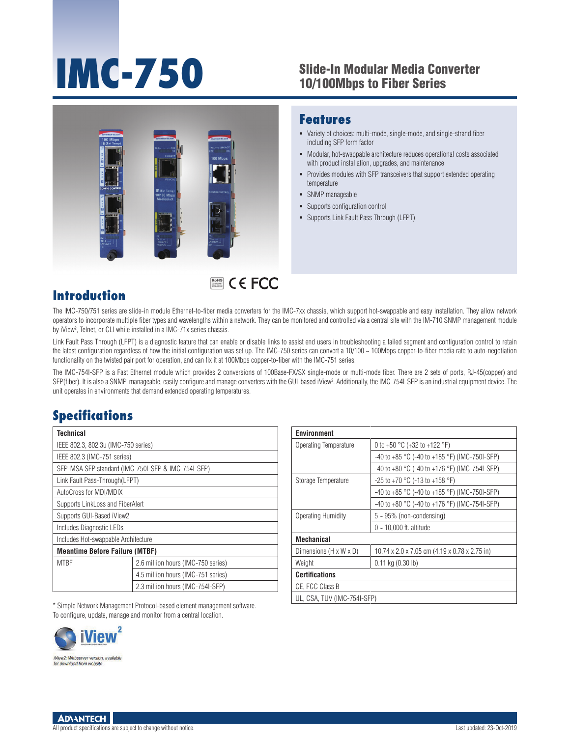# IMC-750

## Slide-In Modular Media Converter 10/100Mbps to Fiber Series

## Features

- Variety of choices: multi-mode, single-mode, and single-strand fiber including SFP form factor
- Modular, hot-swappable architecture reduces operational costs associated with product installation, upgrades, and maintenance
- Provides modules with SFP transceivers that support extended operating temperature
- SNMP manageable
- Supports configuration control
- Supports Link Fault Pass Through (LFPT)

## Introduction

The IMC-750/751 series are slide-in module Ethernet-to-fiber media converters for the IMC-7xx chassis, which support hot-swappable and easy installation. They allow network operators to incorporate multiple fiber types and wavelengths within a network. They can be monitored and controlled via a central site with the IM-710 SNMP management module by iView², Telnet, or CLI while installed in a IMC-71x series chassis.

Link Fault Pass Through (LFPT) is a diagnostic feature that can enable or disable links to assist end users in troubleshooting a failed segment and configuration control to retain the latest configuration regardless of how the initial configuration was set up. The IMC-750 series can convert a 10/100 ~ 100Mbps copper-to-fiber media rate to auto-negotiation functionality on the twisted pair port for operation, and can fix it at 100Mbps copper-to-fiber with the IMC-751 series.

The IMC-754I-SFP is a Fast Ethernet module which provides 2 conversions of 100Base-FX/SX single-mode or multi-mode fiber. There are 2 sets of ports, RJ-45(copper) and SFP(fiber). It is also a SNMP-manageable, easily configure and manage converters with the GUI-based iView². Additionally, the IMC-754I-SFP is an industrial equipment device. The unit operates in environments that demand extended operating temperatures.

## Specifications

| Technical | |
|---|---|
| IEEE 802.3, 802.3u (IMC-750 series) | |
| IEEE 802.3 (IMC-751 series) | |
| SFP-MSA SFP standard (IMC-750I-SFP & IMC-754I-SFP) | |
| Link Fault Pass-Through(LFPT) | |
| AutoCross for MDI/MDIX | |
| Supports LinkLoss and FiberAlert | |
| Supports GUI-Based iView2 | |
| Includes Diagnostic LEDs | |
| Includes Hot-swappable Architecture | |
| **Meantime Before Failure (MTBF)** | |
| MTBF | 2.6 million hours (IMC-750 series) |
| | 4.5 million hours (IMC-751 series) |
| | 2.3 million hours (IMC-754I-SFP) |

| Environment | |
|---|---|
| Operating Temperature | 0 to +50 °C (+32 to +122 °F) |
| | -40 to +85 °C (-40 to +185 °F) (IMC-750I-SFP) |
| | -40 to +80 °C (-40 to +176 °F) (IMC-754I-SFP) |
| Storage Temperature | -25 to +70 °C (-13 to +158 °F) |
| | -40 to +85 °C (-40 to +185 °F) (IMC-750I-SFP) |
| | -40 to +80 °C (-40 to +176 °F) (IMC-754I-SFP) |
| Operating Humidity | 5 ~ 95% (non-condensing) |
| | 0 ~ 10,000 ft. altitude |
| **Mechanical** | |
| Dimensions (H x W x D) | 10.74 x 2.0 x 7.05 cm (4.19 x 0.78 x 2.75 in) |
| Weight | 0.11 kg (0.30 lb) |
| **Certifications** | |
| CE, FCC Class B | |
| UL, CSA, TUV (IMC-754I-SFP) | |

* Simple Network Management Protocol-based element management software. To configure, update, manage and monitor from a central location.

iView2: Webserver version, available for download from website.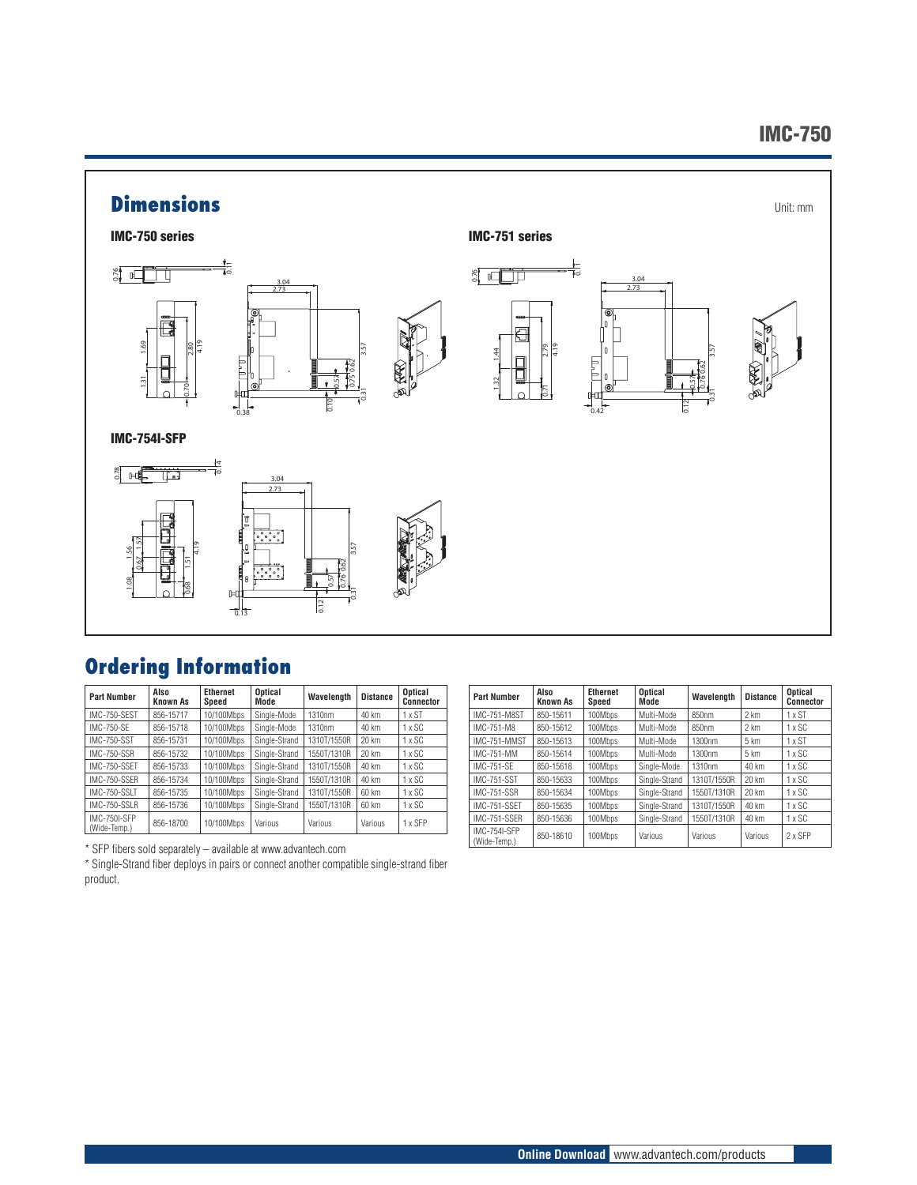## Dimensions

Unit: mm

### IMC-750 series

0.76
0.11
3.04
2.73
1.69
1.31
2.80
4.19
0.70
3.57
0.75
0.62
0.57
0.31
0.10
0.38

### IMC-751 series

0.76
0.11
3.04
2.73
1.44
1.32
2.79
4.19
0.71
3.57
0.76
0.62
0.57
0.31
0.12
0.42

### IMC-754I-SFP

0.78
0.14
3.04
2.73
1.56
1.57
0.67
1.08
1.51
4.19
0.68
3.57
0.76
0.62
0.57
0.31
0.12
0.13

## Ordering Information

| Part Number | Also Known As | Ethernet Speed | Optical Mode | Wavelength | Distance | Optical Connector |
|---|---|---|---|---|---|---|
| IMC-750-SEST | 856-15717 | 10/100Mbps | Single-Mode | 1310nm | 40 km | 1 x ST |
| IMC-750-SE | 856-15718 | 10/100Mbps | Single-Mode | 1310nm | 40 km | 1 x SC |
| IMC-750-SST | 856-15731 | 10/100Mbps | Single-Strand | 1310T/1550R | 20 km | 1 x SC |
| IMC-750-SSR | 856-15732 | 10/100Mbps | Single-Strand | 1550T/1310R | 20 km | 1 x SC |
| IMC-750-SSET | 856-15733 | 10/100Mbps | Single-Strand | 1310T/1550R | 40 km | 1 x SC |
| IMC-750-SSER | 856-15734 | 10/100Mbps | Single-Strand | 1550T/1310R | 40 km | 1 x SC |
| IMC-750-SSLT | 856-15735 | 10/100Mbps | Single-Strand | 1310T/1550R | 60 km | 1 x SC |
| IMC-750-SSLR | 856-15736 | 10/100Mbps | Single-Strand | 1550T/1310R | 60 km | 1 x SC |
| IMC-750I-SFP (Wide-Temp.) | 856-18700 | 10/100Mbps | Various | Various | Various | 1 x SFP |

| Part Number | Also Known As | Ethernet Speed | Optical Mode | Wavelength | Distance | Optical Connector |
|---|---|---|---|---|---|---|
| IMC-751-M8ST | 850-15611 | 100Mbps | Multi-Mode | 850nm | 2 km | 1 x ST |
| IMC-751-M8 | 850-15612 | 100Mbps | Multi-Mode | 850nm | 2 km | 1 x SC |
| IMC-751-MMST | 850-15613 | 100Mbps | Multi-Mode | 1300nm | 5 km | 1 x ST |
| IMC-751-MM | 850-15614 | 100Mbps | Multi-Mode | 1300nm | 5 km | 1 x SC |
| IMC-751-SE | 850-15618 | 100Mbps | Single-Mode | 1310nm | 40 km | 1 x SC |
| IMC-751-SST | 850-15633 | 100Mbps | Single-Strand | 1310T/1550R | 20 km | 1 x SC |
| IMC-751-SSR | 850-15634 | 100Mbps | Single-Strand | 1550T/1310R | 20 km | 1 x SC |
| IMC-751-SSET | 850-15635 | 100Mbps | Single-Strand | 1310T/1550R | 40 km | 1 x SC |
| IMC-751-SSER | 850-15636 | 100Mbps | Single-Strand | 1550T/1310R | 40 km | 1 x SC |
| IMC-754I-SFP (Wide-Temp.) | 850-18610 | 100Mbps | Various | Various | Various | 2 x SFP |

* SFP fibers sold separately – available at www.advantech.com

* Single-Strand fiber deploys in pairs or connect another compatible single-strand fiber product.